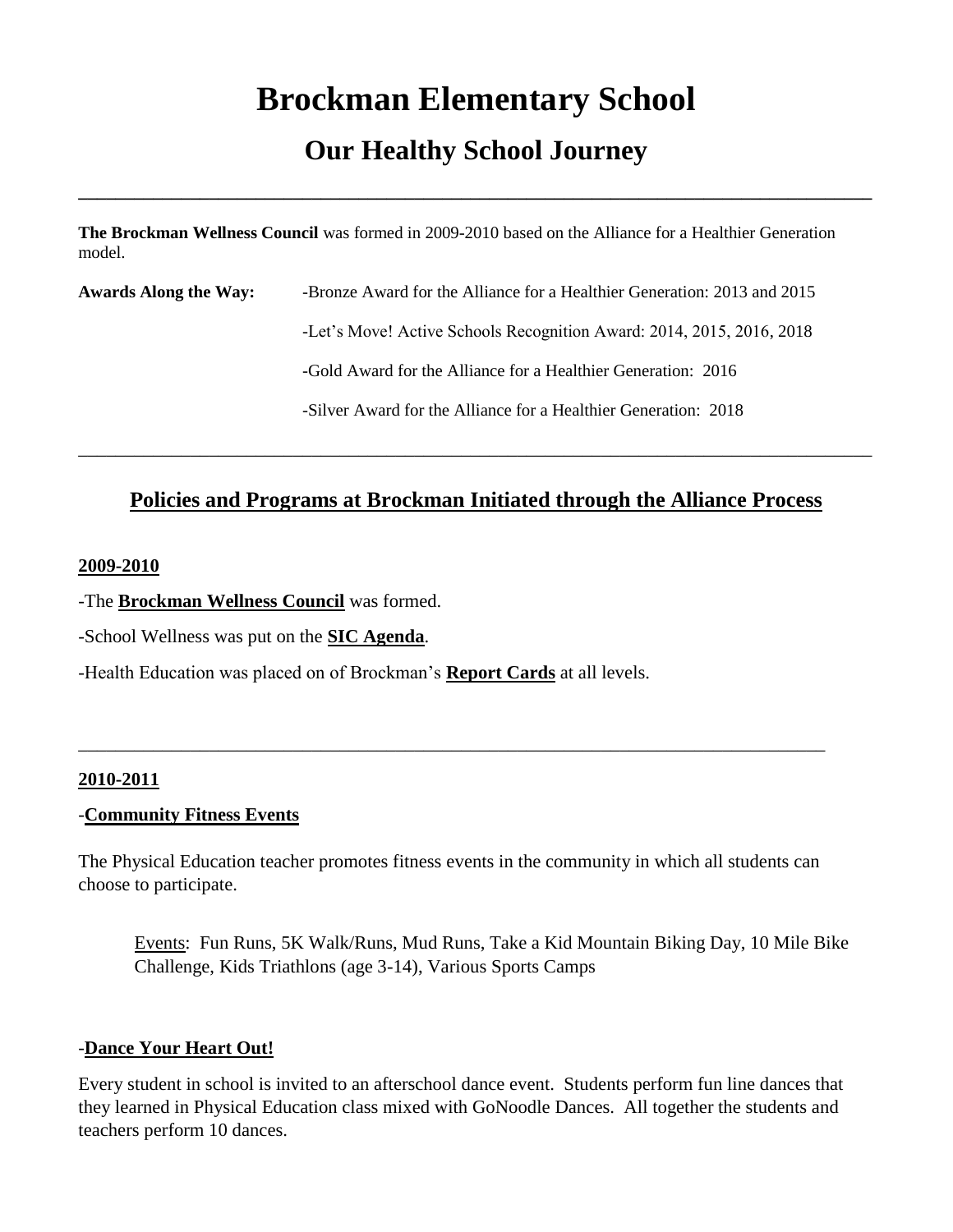# Brockman Elementary School

## Our Healthy School Journey

---

**The Brockman Wellness Council** was formed in 2009-2010 based on the Alliance for a Healthier Generation model.

**Awards Along the Way:**

- Bronze Award for the Alliance for a Healthier Generation: 2013 and 2015
- Let's Move! Active Schools Recognition Award: 2014, 2015, 2016, 2018
- Gold Award for the Alliance for a Healthier Generation: 2016
- Silver Award for the Alliance for a Healthier Generation: 2018

---

## Policies and Programs at Brockman Initiated through the Alliance Process

### 2009-2010

-The **Brockman Wellness Council** was formed.

-School Wellness was put on the **SIC Agenda**.

-Health Education was placed on of Brockman's **Report Cards** at all levels.

---

### 2010-2011

-**Community Fitness Events**

The Physical Education teacher promotes fitness events in the community in which all students can choose to participate.

Events: Fun Runs, 5K Walk/Runs, Mud Runs, Take a Kid Mountain Biking Day, 10 Mile Bike Challenge, Kids Triathlons (age 3-14), Various Sports Camps

-**Dance Your Heart Out!**

Every student in school is invited to an afterschool dance event. Students perform fun line dances that they learned in Physical Education class mixed with GoNoodle Dances. All together the students and teachers perform 10 dances.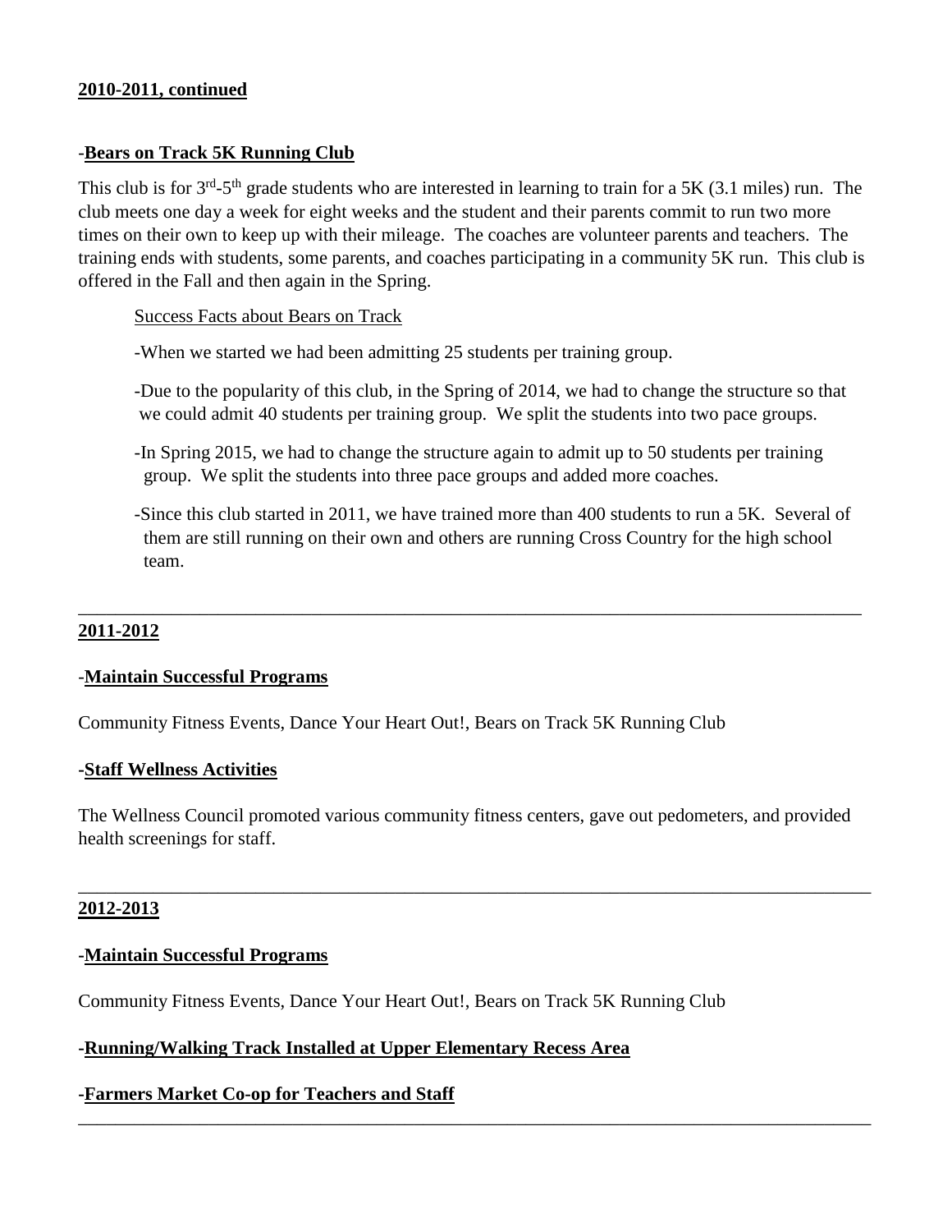**2010-2011, continued**

-**Bears on Track 5K Running Club**

This club is for 3rd-5th grade students who are interested in learning to train for a 5K (3.1 miles) run. The club meets one day a week for eight weeks and the student and their parents commit to run two more times on their own to keep up with their mileage. The coaches are volunteer parents and teachers. The training ends with students, some parents, and coaches participating in a community 5K run. This club is offered in the Fall and then again in the Spring.

Success Facts about Bears on Track

-When we started we had been admitting 25 students per training group.

-Due to the popularity of this club, in the Spring of 2014, we had to change the structure so that we could admit 40 students per training group. We split the students into two pace groups.

-In Spring 2015, we had to change the structure again to admit up to 50 students per training group. We split the students into three pace groups and added more coaches.

-Since this club started in 2011, we have trained more than 400 students to run a 5K. Several of them are still running on their own and others are running Cross Country for the high school team.

---

**2011-2012**

-**Maintain Successful Programs**

Community Fitness Events, Dance Your Heart Out!, Bears on Track 5K Running Club

-**Staff Wellness Activities**

The Wellness Council promoted various community fitness centers, gave out pedometers, and provided health screenings for staff.

---

**2012-2013**

-**Maintain Successful Programs**

Community Fitness Events, Dance Your Heart Out!, Bears on Track 5K Running Club

-**Running/Walking Track Installed at Upper Elementary Recess Area**

-**Farmers Market Co-op for Teachers and Staff**

---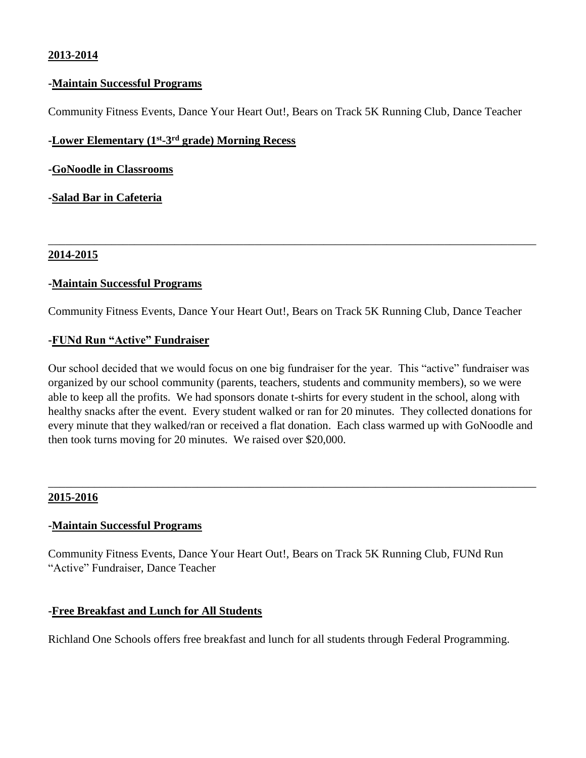**2013-2014**

-**Maintain Successful Programs**

Community Fitness Events, Dance Your Heart Out!, Bears on Track 5K Running Club, Dance Teacher

-**Lower Elementary (1st-3rd grade) Morning Recess**

-**GoNoodle in Classrooms**

-**Salad Bar in Cafeteria**

---

**2014-2015**

-**Maintain Successful Programs**

Community Fitness Events, Dance Your Heart Out!, Bears on Track 5K Running Club, Dance Teacher

-**FUNd Run "Active" Fundraiser**

Our school decided that we would focus on one big fundraiser for the year. This "active" fundraiser was organized by our school community (parents, teachers, students and community members), so we were able to keep all the profits. We had sponsors donate t-shirts for every student in the school, along with healthy snacks after the event. Every student walked or ran for 20 minutes. They collected donations for every minute that they walked/ran or received a flat donation. Each class warmed up with GoNoodle and then took turns moving for 20 minutes. We raised over $20,000.

---

**2015-2016**

-**Maintain Successful Programs**

Community Fitness Events, Dance Your Heart Out!, Bears on Track 5K Running Club, FUNd Run "Active" Fundraiser, Dance Teacher

-**Free Breakfast and Lunch for All Students**

Richland One Schools offers free breakfast and lunch for all students through Federal Programming.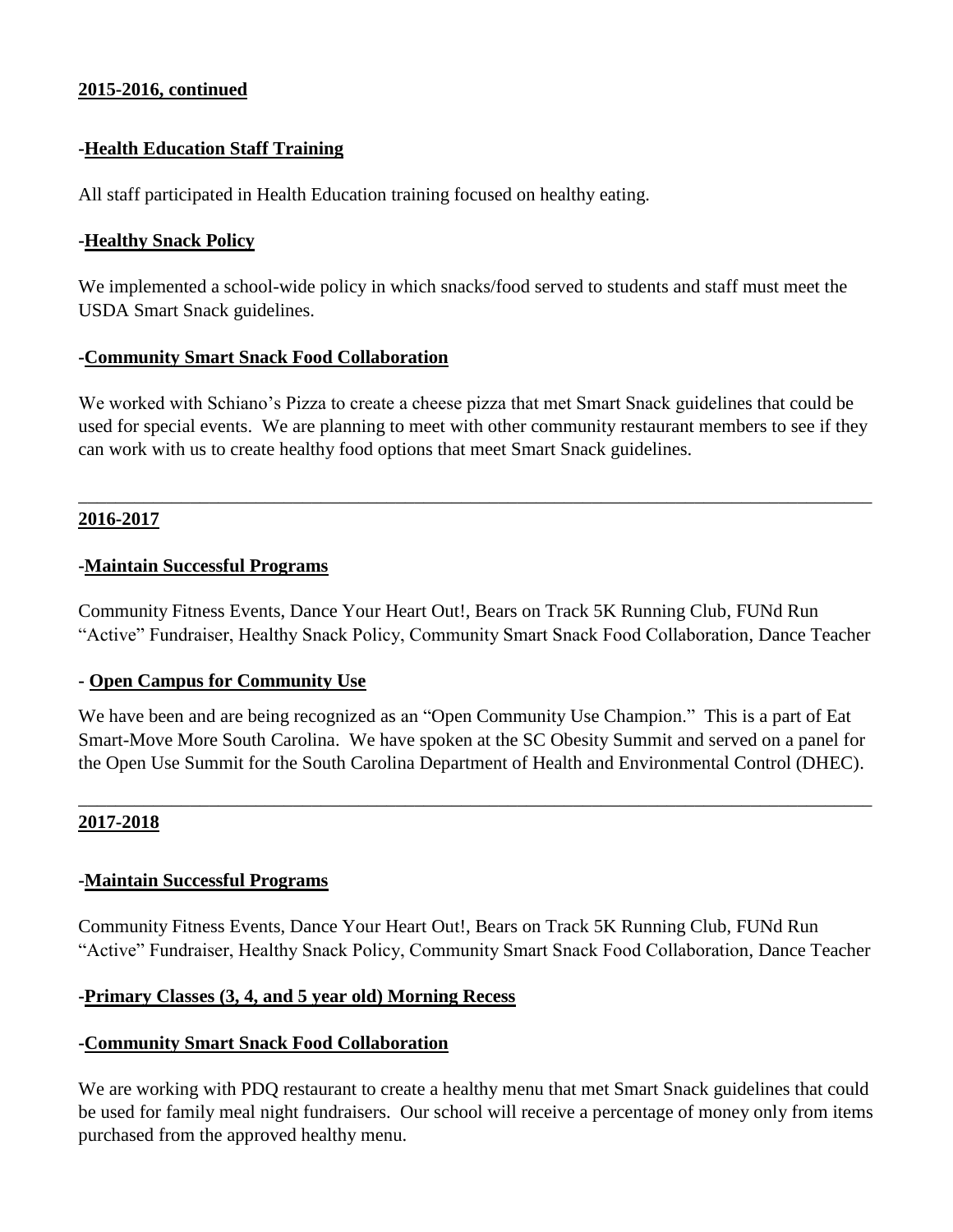**2015-2016, continued**

-**Health Education Staff Training**

All staff participated in Health Education training focused on healthy eating.

-**Healthy Snack Policy**

We implemented a school-wide policy in which snacks/food served to students and staff must meet the USDA Smart Snack guidelines.

-**Community Smart Snack Food Collaboration**

We worked with Schiano's Pizza to create a cheese pizza that met Smart Snack guidelines that could be used for special events. We are planning to meet with other community restaurant members to see if they can work with us to create healthy food options that meet Smart Snack guidelines.

---

**2016-2017**

-**Maintain Successful Programs**

Community Fitness Events, Dance Your Heart Out!, Bears on Track 5K Running Club, FUNd Run "Active" Fundraiser, Healthy Snack Policy, Community Smart Snack Food Collaboration, Dance Teacher

- **Open Campus for Community Use**

We have been and are being recognized as an "Open Community Use Champion." This is a part of Eat Smart-Move More South Carolina. We have spoken at the SC Obesity Summit and served on a panel for the Open Use Summit for the South Carolina Department of Health and Environmental Control (DHEC).

---

**2017-2018**

-**Maintain Successful Programs**

Community Fitness Events, Dance Your Heart Out!, Bears on Track 5K Running Club, FUNd Run "Active" Fundraiser, Healthy Snack Policy, Community Smart Snack Food Collaboration, Dance Teacher

-**Primary Classes (3, 4, and 5 year old) Morning Recess**

-**Community Smart Snack Food Collaboration**

We are working with PDQ restaurant to create a healthy menu that met Smart Snack guidelines that could be used for family meal night fundraisers. Our school will receive a percentage of money only from items purchased from the approved healthy menu.